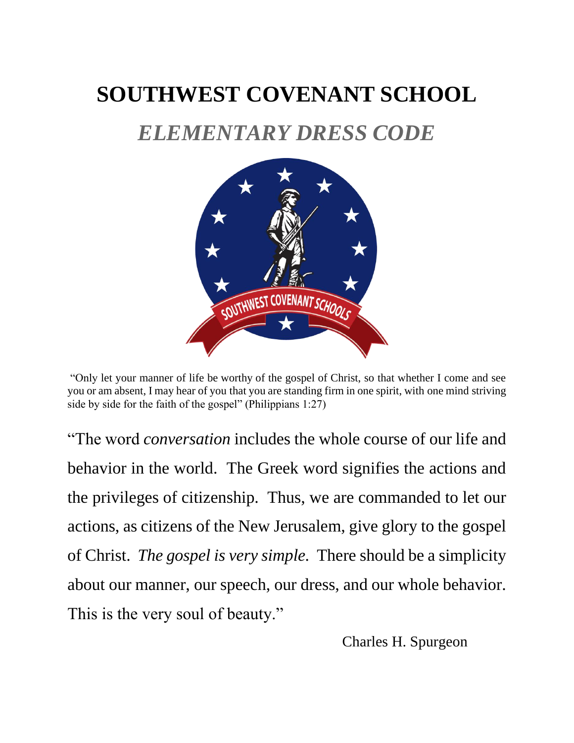# SOUTHWEST COVENANT SCHOOL

## *ELEMENTARY DRESS CODE*

"Only let your manner of life be worthy of the gospel of Christ, so that whether I come and see you or am absent, I may hear of you that you are standing firm in one spirit, with one mind striving side by side for the faith of the gospel" (Philippians 1:27)

"The word *conversation* includes the whole course of our life and behavior in the world. The Greek word signifies the actions and the privileges of citizenship. Thus, we are commanded to let our actions, as citizens of the New Jerusalem, give glory to the gospel of Christ. *The gospel is very simple.* There should be a simplicity about our manner, our speech, our dress, and our whole behavior. This is the very soul of beauty."

Charles H. Spurgeon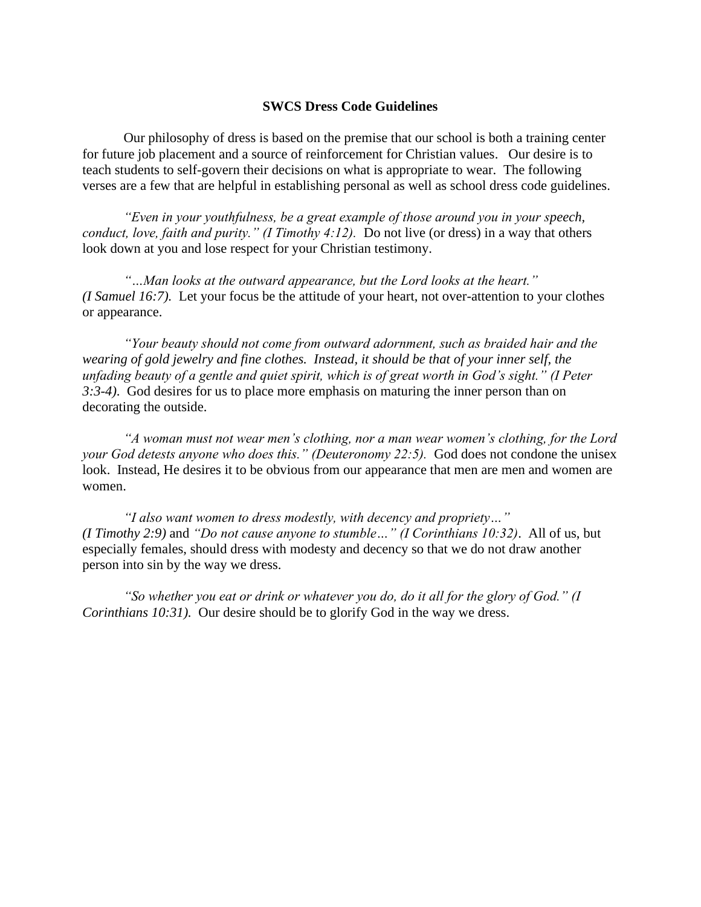**SWCS Dress Code Guidelines**

Our philosophy of dress is based on the premise that our school is both a training center for future job placement and a source of reinforcement for Christian values. Our desire is to teach students to self-govern their decisions on what is appropriate to wear. The following verses are a few that are helpful in establishing personal as well as school dress code guidelines.

*"Even in your youthfulness, be a great example of those around you in your speech, conduct, love, faith and purity." (I Timothy 4:12).* Do not live (or dress) in a way that others look down at you and lose respect for your Christian testimony.

*"…Man looks at the outward appearance, but the Lord looks at the heart." (I Samuel 16:7).* Let your focus be the attitude of your heart, not over-attention to your clothes or appearance.

*"Your beauty should not come from outward adornment, such as braided hair and the wearing of gold jewelry and fine clothes. Instead, it should be that of your inner self, the unfading beauty of a gentle and quiet spirit, which is of great worth in God's sight." (I Peter 3:3-4).* God desires for us to place more emphasis on maturing the inner person than on decorating the outside.

*"A woman must not wear men's clothing, nor a man wear women's clothing, for the Lord your God detests anyone who does this." (Deuteronomy 22:5).* God does not condone the unisex look. Instead, He desires it to be obvious from our appearance that men are men and women are women.

*"I also want women to dress modestly, with decency and propriety…" (I Timothy 2:9)* and *"Do not cause anyone to stumble…" (I Corinthians 10:32)*. All of us, but especially females, should dress with modesty and decency so that we do not draw another person into sin by the way we dress.

*"So whether you eat or drink or whatever you do, do it all for the glory of God." (I Corinthians 10:31).* Our desire should be to glorify God in the way we dress.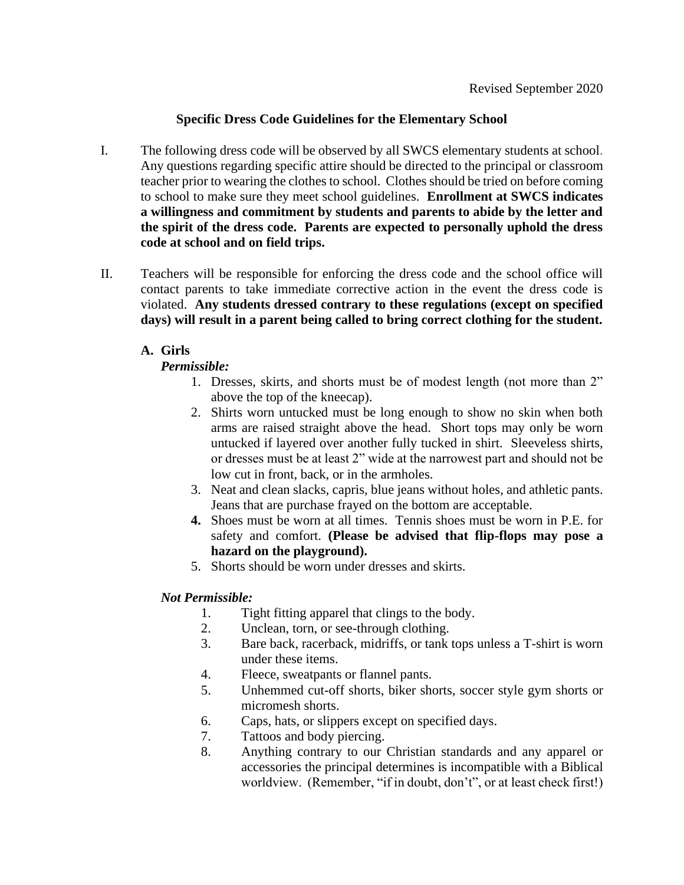Revised September 2020

## Specific Dress Code Guidelines for the Elementary School

I. The following dress code will be observed by all SWCS elementary students at school. Any questions regarding specific attire should be directed to the principal or classroom teacher prior to wearing the clothes to school. Clothes should be tried on before coming to school to make sure they meet school guidelines. **Enrollment at SWCS indicates a willingness and commitment by students and parents to abide by the letter and the spirit of the dress code. Parents are expected to personally uphold the dress code at school and on field trips.**

II. Teachers will be responsible for enforcing the dress code and the school office will contact parents to take immediate corrective action in the event the dress code is violated. **Any students dressed contrary to these regulations (except on specified days) will result in a parent being called to bring correct clothing for the student.**

**A. Girls**

***Permissible:***

1. Dresses, skirts, and shorts must be of modest length (not more than 2" above the top of the kneecap).
2. Shirts worn untucked must be long enough to show no skin when both arms are raised straight above the head. Short tops may only be worn untucked if layered over another fully tucked in shirt. Sleeveless shirts, or dresses must be at least 2" wide at the narrowest part and should not be low cut in front, back, or in the armholes.
3. Neat and clean slacks, capris, blue jeans without holes, and athletic pants. Jeans that are purchase frayed on the bottom are acceptable.
4. Shoes must be worn at all times. Tennis shoes must be worn in P.E. for safety and comfort. **(Please be advised that flip-flops may pose a hazard on the playground).**
5. Shorts should be worn under dresses and skirts.

***Not Permissible:***

1. Tight fitting apparel that clings to the body.
2. Unclean, torn, or see-through clothing.
3. Bare back, racerback, midriffs, or tank tops unless a T-shirt is worn under these items.
4. Fleece, sweatpants or flannel pants.
5. Unhemmed cut-off shorts, biker shorts, soccer style gym shorts or micromesh shorts.
6. Caps, hats, or slippers except on specified days.
7. Tattoos and body piercing.
8. Anything contrary to our Christian standards and any apparel or accessories the principal determines is incompatible with a Biblical worldview. (Remember, "if in doubt, don't", or at least check first!)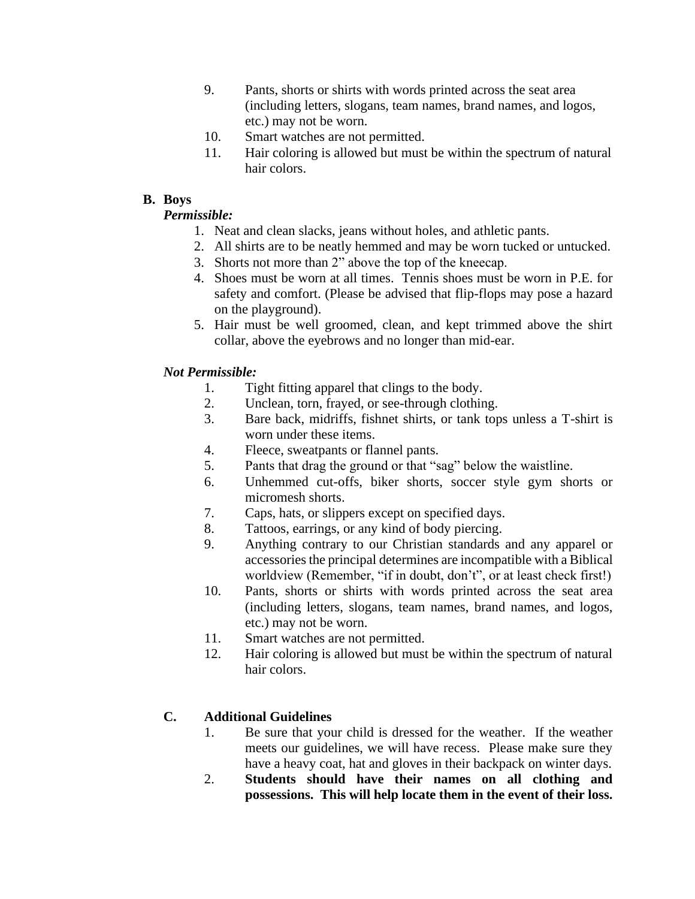9. Pants, shorts or shirts with words printed across the seat area (including letters, slogans, team names, brand names, and logos, etc.) may not be worn.
10. Smart watches are not permitted.
11. Hair coloring is allowed but must be within the spectrum of natural hair colors.

**B. Boys**

***Permissible:***

1. Neat and clean slacks, jeans without holes, and athletic pants.
2. All shirts are to be neatly hemmed and may be worn tucked or untucked.
3. Shorts not more than 2" above the top of the kneecap.
4. Shoes must be worn at all times. Tennis shoes must be worn in P.E. for safety and comfort. (Please be advised that flip-flops may pose a hazard on the playground).
5. Hair must be well groomed, clean, and kept trimmed above the shirt collar, above the eyebrows and no longer than mid-ear.

***Not Permissible:***

1. Tight fitting apparel that clings to the body.
2. Unclean, torn, frayed, or see-through clothing.
3. Bare back, midriffs, fishnet shirts, or tank tops unless a T-shirt is worn under these items.
4. Fleece, sweatpants or flannel pants.
5. Pants that drag the ground or that "sag" below the waistline.
6. Unhemmed cut-offs, biker shorts, soccer style gym shorts or micromesh shorts.
7. Caps, hats, or slippers except on specified days.
8. Tattoos, earrings, or any kind of body piercing.
9. Anything contrary to our Christian standards and any apparel or accessories the principal determines are incompatible with a Biblical worldview (Remember, "if in doubt, don't", or at least check first!)
10. Pants, shorts or shirts with words printed across the seat area (including letters, slogans, team names, brand names, and logos, etc.) may not be worn.
11. Smart watches are not permitted.
12. Hair coloring is allowed but must be within the spectrum of natural hair colors.

**C. Additional Guidelines**

1. Be sure that your child is dressed for the weather. If the weather meets our guidelines, we will have recess. Please make sure they have a heavy coat, hat and gloves in their backpack on winter days.
2. **Students should have their names on all clothing and possessions. This will help locate them in the event of their loss.**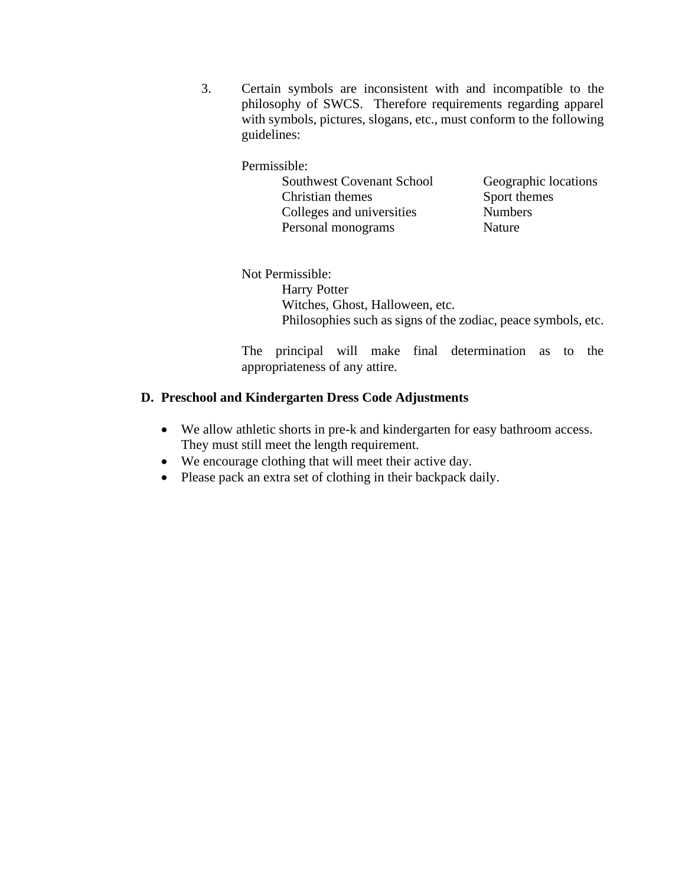3. Certain symbols are inconsistent with and incompatible to the philosophy of SWCS. Therefore requirements regarding apparel with symbols, pictures, slogans, etc., must conform to the following guidelines:

   Permissible:

   | | |
   |---|---|
   | Southwest Covenant School | Geographic locations |
   | Christian themes | Sport themes |
   | Colleges and universities | Numbers |
   | Personal monograms | Nature |

   Not Permissible:

   - Harry Potter
   - Witches, Ghost, Halloween, etc.
   - Philosophies such as signs of the zodiac, peace symbols, etc.

   The principal will make final determination as to the appropriateness of any attire.

### D. Preschool and Kindergarten Dress Code Adjustments

- We allow athletic shorts in pre-k and kindergarten for easy bathroom access. They must still meet the length requirement.
- We encourage clothing that will meet their active day.
- Please pack an extra set of clothing in their backpack daily.